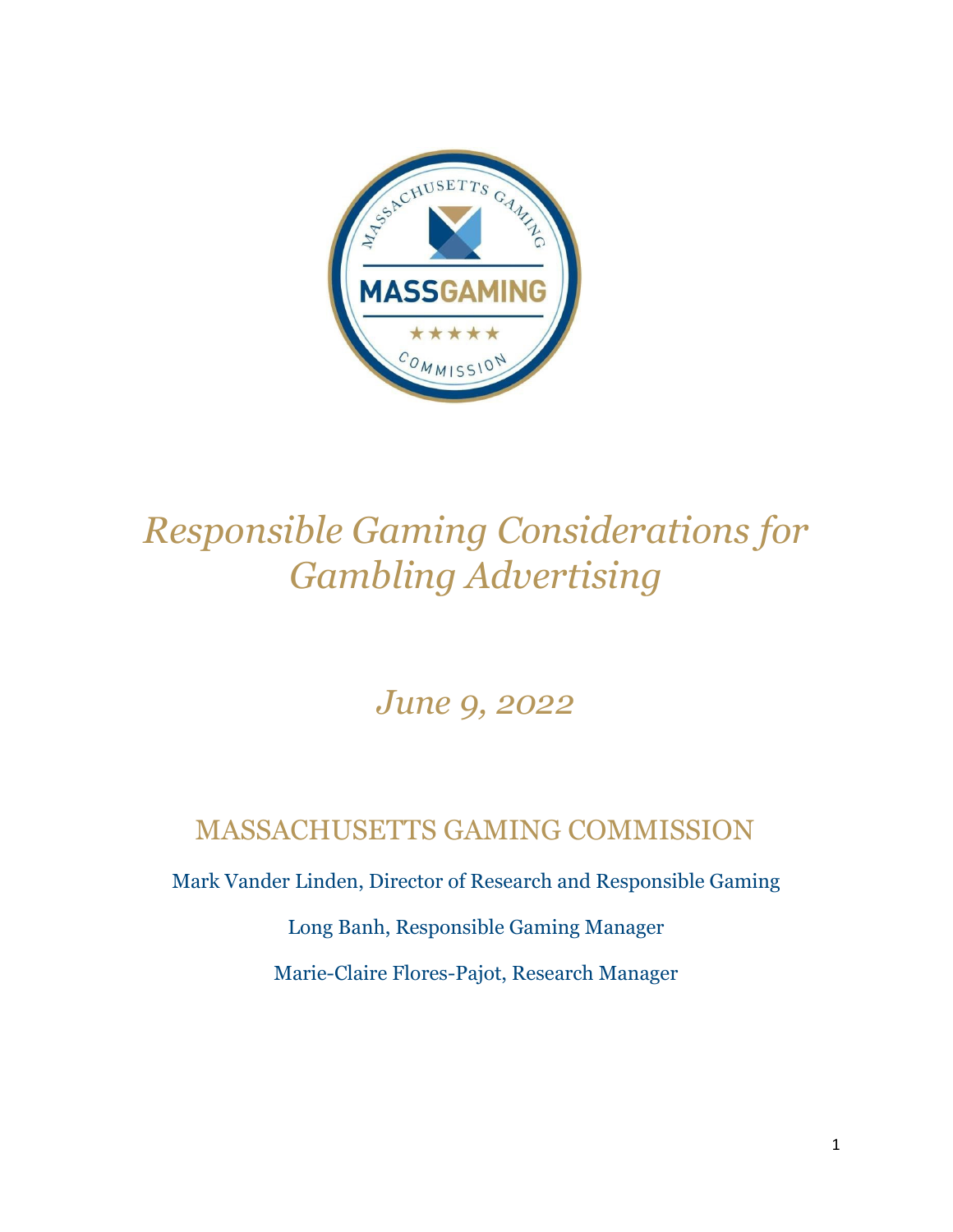# *Responsible Gaming Considerations for Gambling Advertising*

## *June 9, 2022*

### MASSACHUSETTS GAMING COMMISSION

Mark Vander Linden, Director of Research and Responsible Gaming

Long Banh, Responsible Gaming Manager

Marie-Claire Flores-Pajot, Research Manager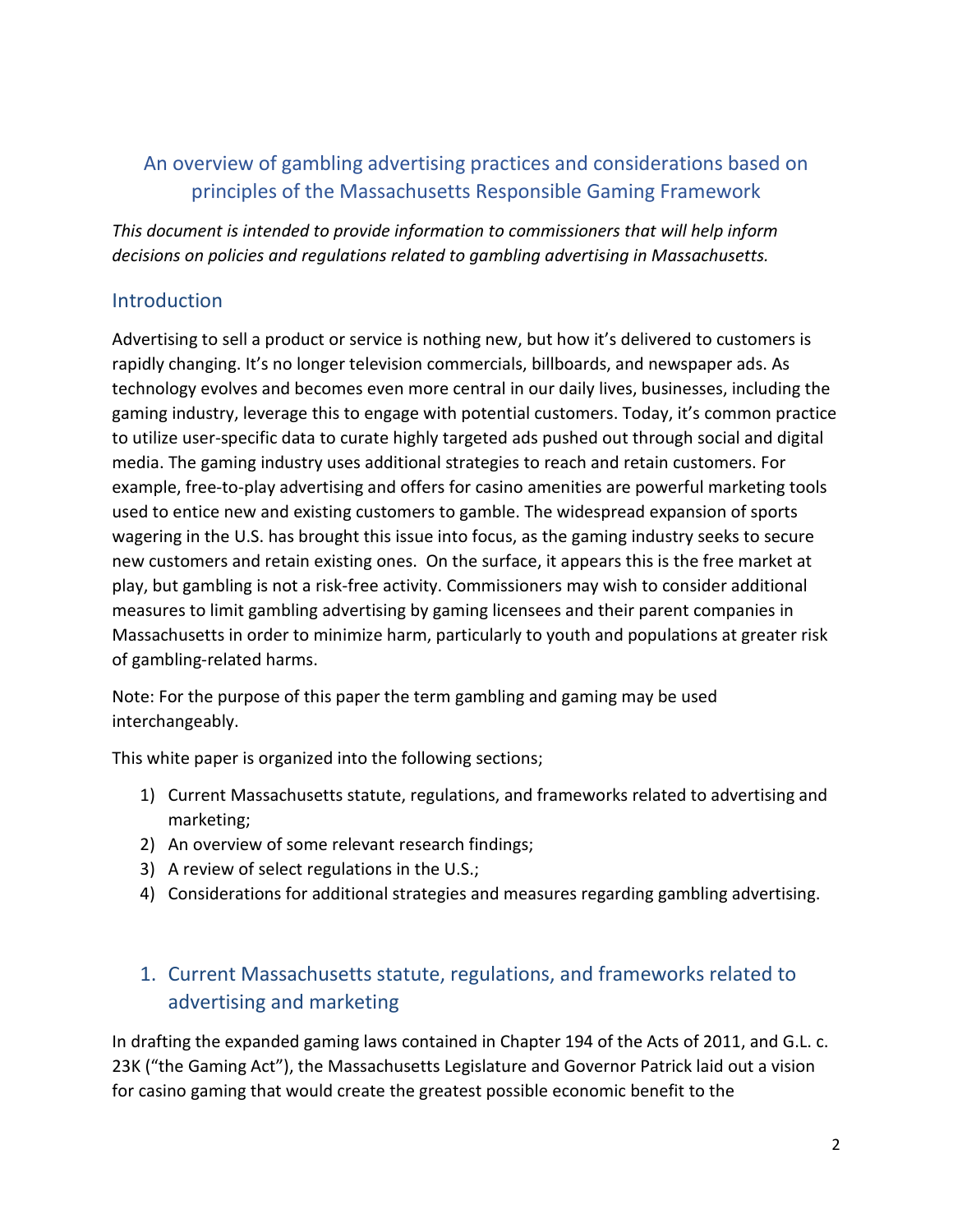## An overview of gambling advertising practices and considerations based on principles of the Massachusetts Responsible Gaming Framework

*This document is intended to provide information to commissioners that will help inform decisions on policies and regulations related to gambling advertising in Massachusetts.*

## Introduction

Advertising to sell a product or service is nothing new, but how it's delivered to customers is rapidly changing. It's no longer television commercials, billboards, and newspaper ads. As technology evolves and becomes even more central in our daily lives, businesses, including the gaming industry, leverage this to engage with potential customers. Today, it's common practice to utilize user-specific data to curate highly targeted ads pushed out through social and digital media. The gaming industry uses additional strategies to reach and retain customers. For example, free-to-play advertising and offers for casino amenities are powerful marketing tools used to entice new and existing customers to gamble. The widespread expansion of sports wagering in the U.S. has brought this issue into focus, as the gaming industry seeks to secure new customers and retain existing ones. On the surface, it appears this is the free market at play, but gambling is not a risk-free activity. Commissioners may wish to consider additional measures to limit gambling advertising by gaming licensees and their parent companies in Massachusetts in order to minimize harm, particularly to youth and populations at greater risk of gambling-related harms.

Note: For the purpose of this paper the term gambling and gaming may be used interchangeably.

This white paper is organized into the following sections;

1) Current Massachusetts statute, regulations, and frameworks related to advertising and marketing;
2) An overview of some relevant research findings;
3) A review of select regulations in the U.S.;
4) Considerations for additional strategies and measures regarding gambling advertising.

## 1. Current Massachusetts statute, regulations, and frameworks related to advertising and marketing

In drafting the expanded gaming laws contained in Chapter 194 of the Acts of 2011, and G.L. c. 23K ("the Gaming Act"), the Massachusetts Legislature and Governor Patrick laid out a vision for casino gaming that would create the greatest possible economic benefit to the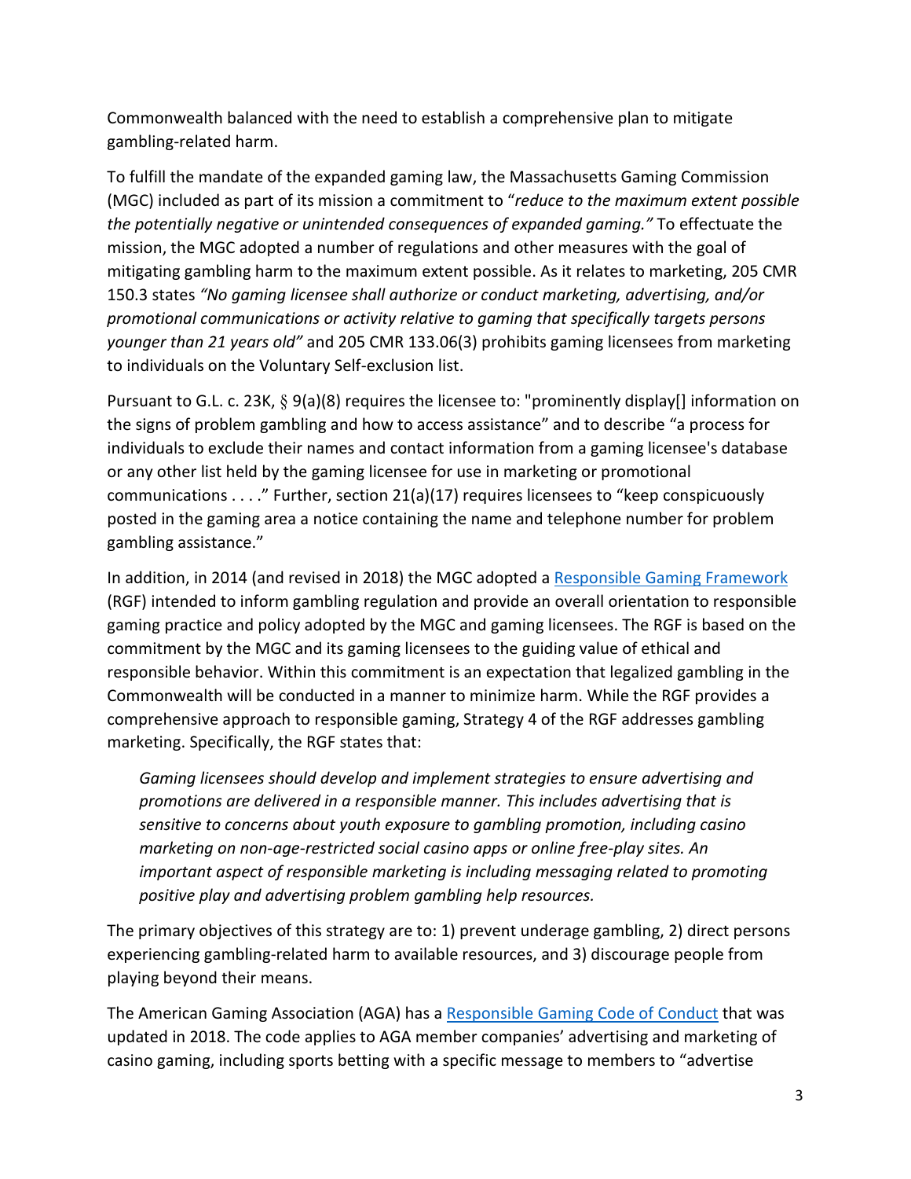Commonwealth balanced with the need to establish a comprehensive plan to mitigate gambling-related harm.

To fulfill the mandate of the expanded gaming law, the Massachusetts Gaming Commission (MGC) included as part of its mission a commitment to "*reduce to the maximum extent possible the potentially negative or unintended consequences of expanded gaming.*" To effectuate the mission, the MGC adopted a number of regulations and other measures with the goal of mitigating gambling harm to the maximum extent possible. As it relates to marketing, 205 CMR 150.3 states *"No gaming licensee shall authorize or conduct marketing, advertising, and/or promotional communications or activity relative to gaming that specifically targets persons younger than 21 years old"* and 205 CMR 133.06(3) prohibits gaming licensees from marketing to individuals on the Voluntary Self-exclusion list.

Pursuant to G.L. c. 23K, § 9(a)(8) requires the licensee to: "prominently display[] information on the signs of problem gambling and how to access assistance" and to describe "a process for individuals to exclude their names and contact information from a gaming licensee's database or any other list held by the gaming licensee for use in marketing or promotional communications . . . ." Further, section 21(a)(17) requires licensees to "keep conspicuously posted in the gaming area a notice containing the name and telephone number for problem gambling assistance."

In addition, in 2014 (and revised in 2018) the MGC adopted a Responsible Gaming Framework (RGF) intended to inform gambling regulation and provide an overall orientation to responsible gaming practice and policy adopted by the MGC and gaming licensees. The RGF is based on the commitment by the MGC and its gaming licensees to the guiding value of ethical and responsible behavior. Within this commitment is an expectation that legalized gambling in the Commonwealth will be conducted in a manner to minimize harm. While the RGF provides a comprehensive approach to responsible gaming, Strategy 4 of the RGF addresses gambling marketing. Specifically, the RGF states that:

> *Gaming licensees should develop and implement strategies to ensure advertising and promotions are delivered in a responsible manner. This includes advertising that is sensitive to concerns about youth exposure to gambling promotion, including casino marketing on non-age-restricted social casino apps or online free-play sites. An important aspect of responsible marketing is including messaging related to promoting positive play and advertising problem gambling help resources.*

The primary objectives of this strategy are to: 1) prevent underage gambling, 2) direct persons experiencing gambling-related harm to available resources, and 3) discourage people from playing beyond their means.

The American Gaming Association (AGA) has a Responsible Gaming Code of Conduct that was updated in 2018. The code applies to AGA member companies' advertising and marketing of casino gaming, including sports betting with a specific message to members to "advertise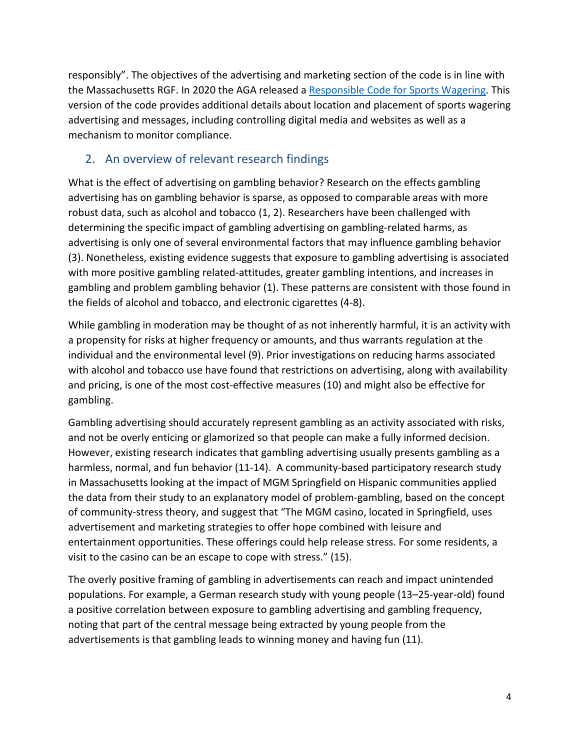responsibly". The objectives of the advertising and marketing section of the code is in line with the Massachusetts RGF. In 2020 the AGA released a Responsible Code for Sports Wagering. This version of the code provides additional details about location and placement of sports wagering advertising and messages, including controlling digital media and websites as well as a mechanism to monitor compliance.

## 2. An overview of relevant research findings

What is the effect of advertising on gambling behavior? Research on the effects gambling advertising has on gambling behavior is sparse, as opposed to comparable areas with more robust data, such as alcohol and tobacco (1, 2). Researchers have been challenged with determining the specific impact of gambling advertising on gambling-related harms, as advertising is only one of several environmental factors that may influence gambling behavior (3). Nonetheless, existing evidence suggests that exposure to gambling advertising is associated with more positive gambling related-attitudes, greater gambling intentions, and increases in gambling and problem gambling behavior (1). These patterns are consistent with those found in the fields of alcohol and tobacco, and electronic cigarettes (4-8).

While gambling in moderation may be thought of as not inherently harmful, it is an activity with a propensity for risks at higher frequency or amounts, and thus warrants regulation at the individual and the environmental level (9). Prior investigations on reducing harms associated with alcohol and tobacco use have found that restrictions on advertising, along with availability and pricing, is one of the most cost-effective measures (10) and might also be effective for gambling.

Gambling advertising should accurately represent gambling as an activity associated with risks, and not be overly enticing or glamorized so that people can make a fully informed decision. However, existing research indicates that gambling advertising usually presents gambling as a harmless, normal, and fun behavior (11-14). A community-based participatory research study in Massachusetts looking at the impact of MGM Springfield on Hispanic communities applied the data from their study to an explanatory model of problem-gambling, based on the concept of community-stress theory, and suggest that "The MGM casino, located in Springfield, uses advertisement and marketing strategies to offer hope combined with leisure and entertainment opportunities. These offerings could help release stress. For some residents, a visit to the casino can be an escape to cope with stress." (15).

The overly positive framing of gambling in advertisements can reach and impact unintended populations. For example, a German research study with young people (13–25-year-old) found a positive correlation between exposure to gambling advertising and gambling frequency, noting that part of the central message being extracted by young people from the advertisements is that gambling leads to winning money and having fun (11).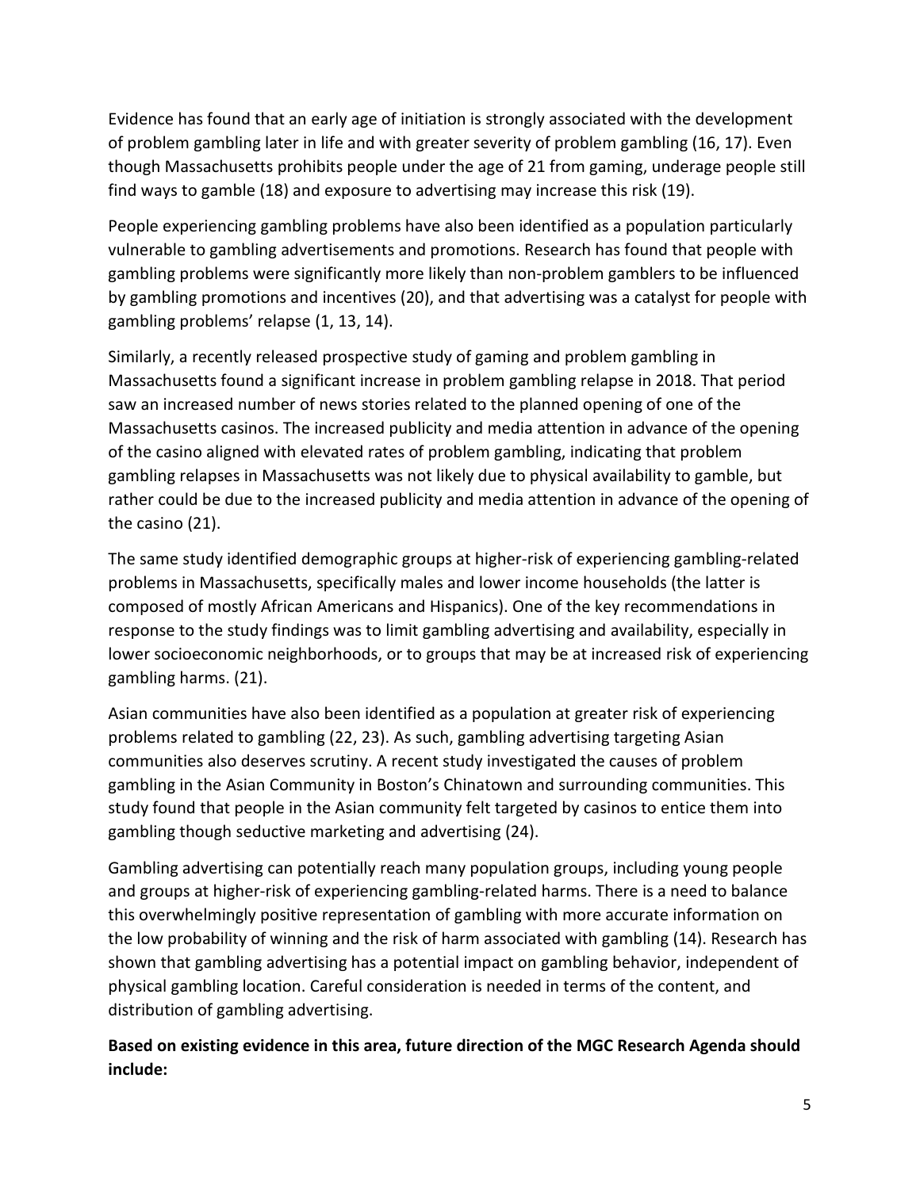Evidence has found that an early age of initiation is strongly associated with the development of problem gambling later in life and with greater severity of problem gambling (16, 17). Even though Massachusetts prohibits people under the age of 21 from gaming, underage people still find ways to gamble (18) and exposure to advertising may increase this risk (19).

People experiencing gambling problems have also been identified as a population particularly vulnerable to gambling advertisements and promotions. Research has found that people with gambling problems were significantly more likely than non-problem gamblers to be influenced by gambling promotions and incentives (20), and that advertising was a catalyst for people with gambling problems' relapse (1, 13, 14).

Similarly, a recently released prospective study of gaming and problem gambling in Massachusetts found a significant increase in problem gambling relapse in 2018. That period saw an increased number of news stories related to the planned opening of one of the Massachusetts casinos. The increased publicity and media attention in advance of the opening of the casino aligned with elevated rates of problem gambling, indicating that problem gambling relapses in Massachusetts was not likely due to physical availability to gamble, but rather could be due to the increased publicity and media attention in advance of the opening of the casino (21).

The same study identified demographic groups at higher-risk of experiencing gambling-related problems in Massachusetts, specifically males and lower income households (the latter is composed of mostly African Americans and Hispanics). One of the key recommendations in response to the study findings was to limit gambling advertising and availability, especially in lower socioeconomic neighborhoods, or to groups that may be at increased risk of experiencing gambling harms. (21).

Asian communities have also been identified as a population at greater risk of experiencing problems related to gambling (22, 23). As such, gambling advertising targeting Asian communities also deserves scrutiny. A recent study investigated the causes of problem gambling in the Asian Community in Boston's Chinatown and surrounding communities. This study found that people in the Asian community felt targeted by casinos to entice them into gambling though seductive marketing and advertising (24).

Gambling advertising can potentially reach many population groups, including young people and groups at higher-risk of experiencing gambling-related harms. There is a need to balance this overwhelmingly positive representation of gambling with more accurate information on the low probability of winning and the risk of harm associated with gambling (14). Research has shown that gambling advertising has a potential impact on gambling behavior, independent of physical gambling location. Careful consideration is needed in terms of the content, and distribution of gambling advertising.

**Based on existing evidence in this area, future direction of the MGC Research Agenda should include:**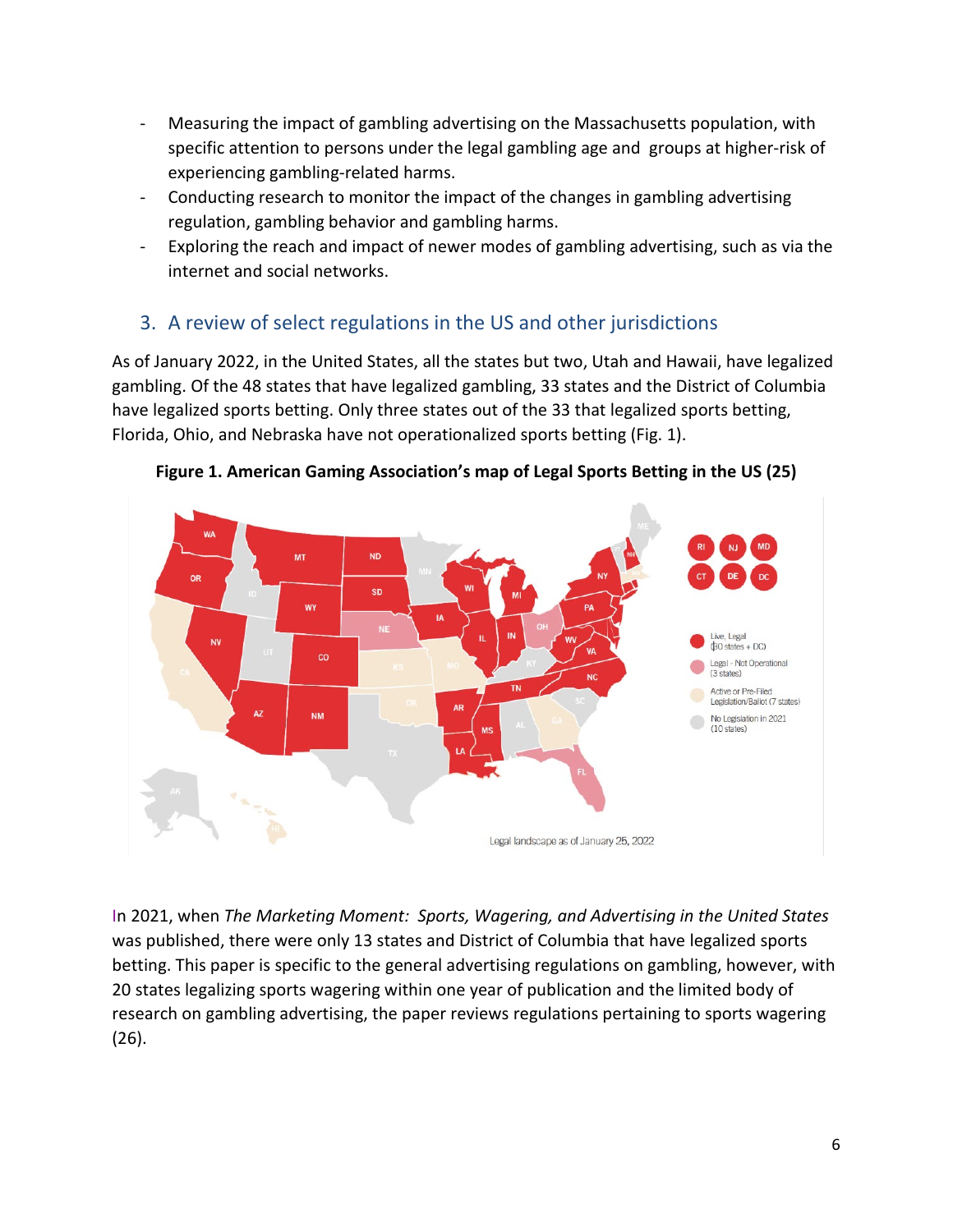- Measuring the impact of gambling advertising on the Massachusetts population, with specific attention to persons under the legal gambling age and groups at higher-risk of experiencing gambling-related harms.
- Conducting research to monitor the impact of the changes in gambling advertising regulation, gambling behavior and gambling harms.
- Exploring the reach and impact of newer modes of gambling advertising, such as via the internet and social networks.

## 3. A review of select regulations in the US and other jurisdictions

As of January 2022, in the United States, all the states but two, Utah and Hawaii, have legalized gambling. Of the 48 states that have legalized gambling, 33 states and the District of Columbia have legalized sports betting. Only three states out of the 33 that legalized sports betting, Florida, Ohio, and Nebraska have not operationalized sports betting (Fig. 1).

**Figure 1. American Gaming Association's map of Legal Sports Betting in the US (25)**

In 2021, when *The Marketing Moment: Sports, Wagering, and Advertising in the United States* was published, there were only 13 states and District of Columbia that have legalized sports betting. This paper is specific to the general advertising regulations on gambling, however, with 20 states legalizing sports wagering within one year of publication and the limited body of research on gambling advertising, the paper reviews regulations pertaining to sports wagering (26).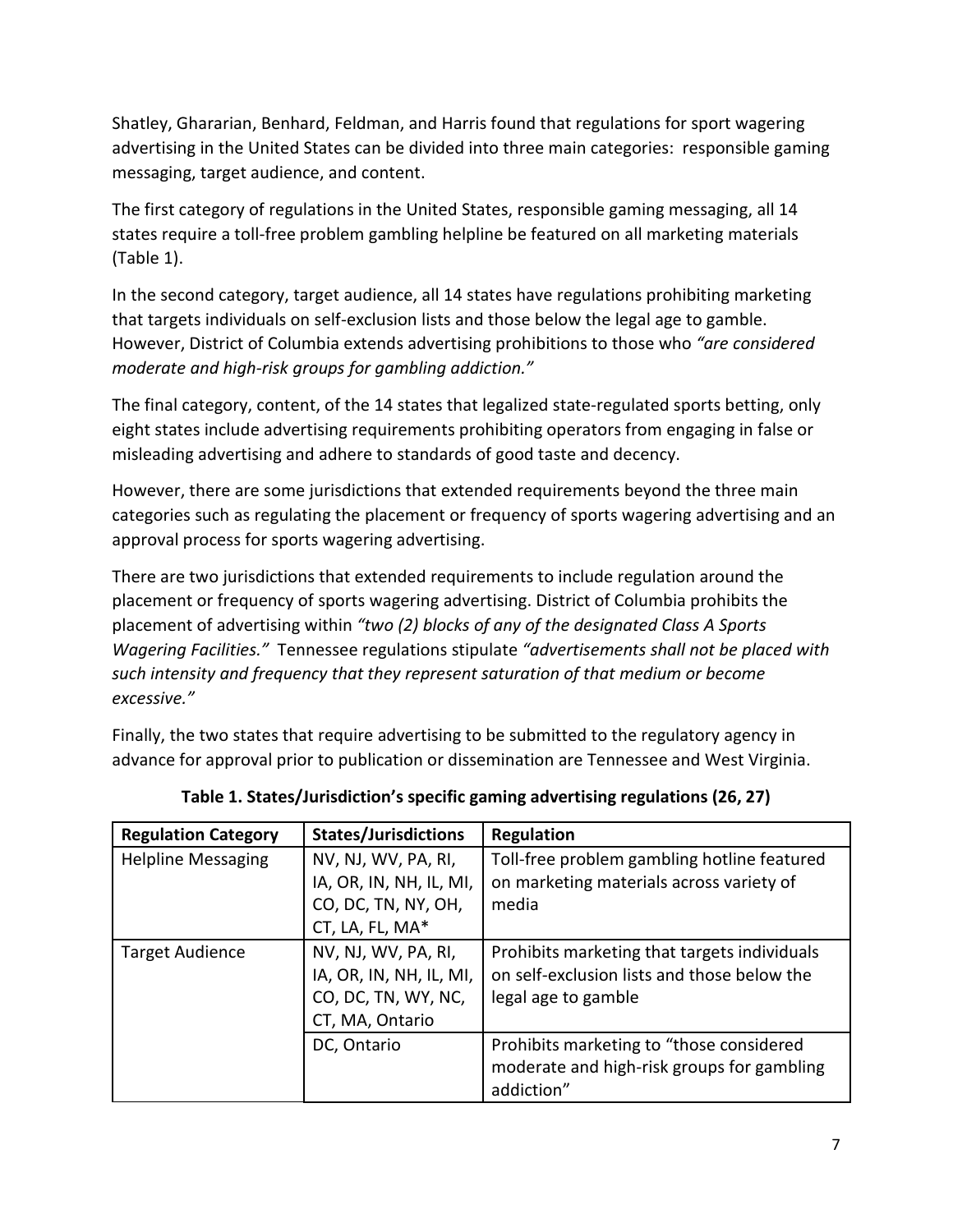Shatley, Ghararian, Benhard, Feldman, and Harris found that regulations for sport wagering advertising in the United States can be divided into three main categories: responsible gaming messaging, target audience, and content.

The first category of regulations in the United States, responsible gaming messaging, all 14 states require a toll-free problem gambling helpline be featured on all marketing materials (Table 1).

In the second category, target audience, all 14 states have regulations prohibiting marketing that targets individuals on self-exclusion lists and those below the legal age to gamble. However, District of Columbia extends advertising prohibitions to those who *"are considered moderate and high-risk groups for gambling addiction."*

The final category, content, of the 14 states that legalized state-regulated sports betting, only eight states include advertising requirements prohibiting operators from engaging in false or misleading advertising and adhere to standards of good taste and decency.

However, there are some jurisdictions that extended requirements beyond the three main categories such as regulating the placement or frequency of sports wagering advertising and an approval process for sports wagering advertising.

There are two jurisdictions that extended requirements to include regulation around the placement or frequency of sports wagering advertising. District of Columbia prohibits the placement of advertising within *"two (2) blocks of any of the designated Class A Sports Wagering Facilities."* Tennessee regulations stipulate *"advertisements shall not be placed with such intensity and frequency that they represent saturation of that medium or become excessive."*

Finally, the two states that require advertising to be submitted to the regulatory agency in advance for approval prior to publication or dissemination are Tennessee and West Virginia.

**Table 1. States/Jurisdiction's specific gaming advertising regulations (26, 27)**

| Regulation Category | States/Jurisdictions | Regulation |
|---|---|---|
| Helpline Messaging | NV, NJ, WV, PA, RI, IA, OR, IN, NH, IL, MI, CO, DC, TN, NY, OH, CT, LA, FL, MA* | Toll-free problem gambling hotline featured on marketing materials across variety of media |
| Target Audience | NV, NJ, WV, PA, RI, IA, OR, IN, NH, IL, MI, CO, DC, TN, WY, NC, CT, MA, Ontario | Prohibits marketing that targets individuals on self-exclusion lists and those below the legal age to gamble |
| | DC, Ontario | Prohibits marketing to "those considered moderate and high-risk groups for gambling addiction" |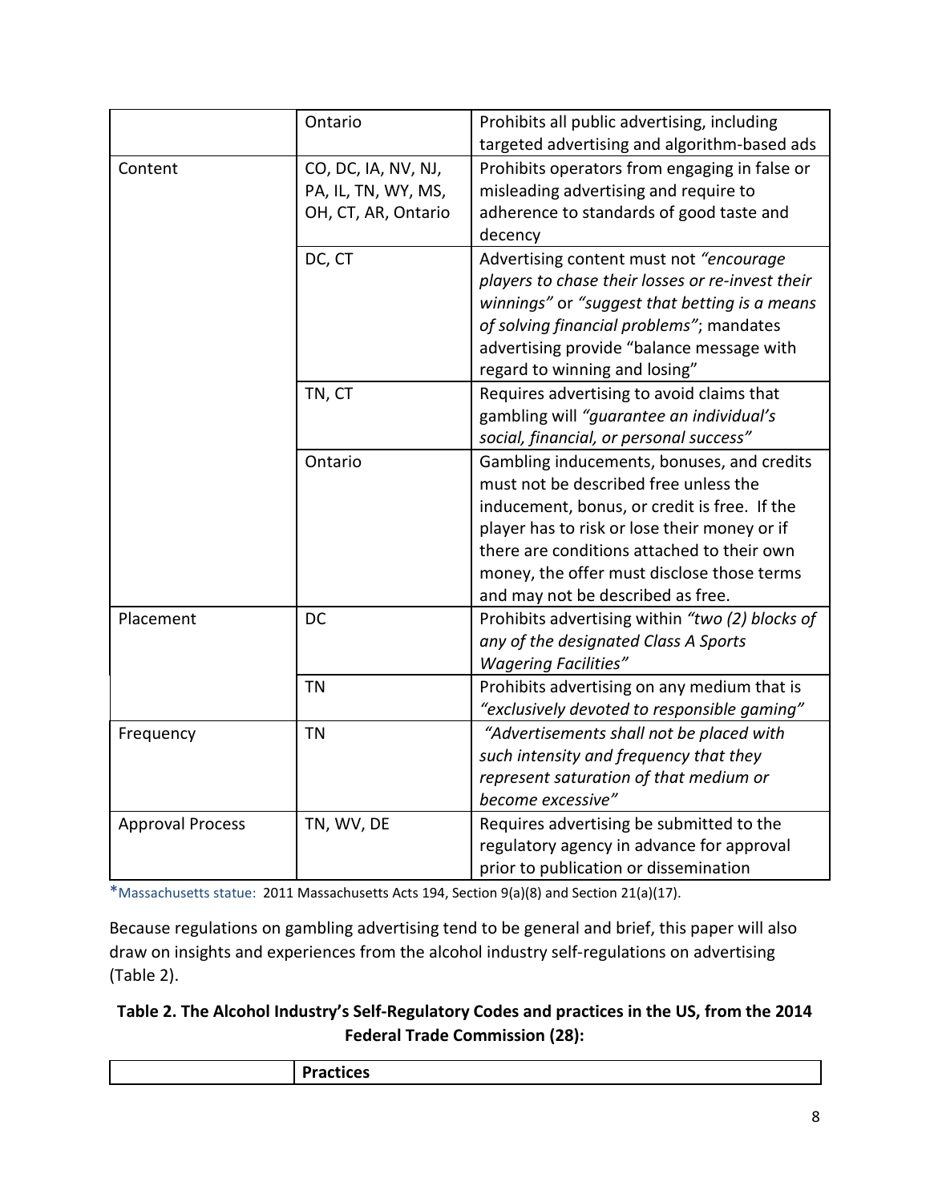| | | |
|---|---|---|
| | Ontario | Prohibits all public advertising, including targeted advertising and algorithm-based ads |
| Content | CO, DC, IA, NV, NJ, PA, IL, TN, WY, MS, OH, CT, AR, Ontario | Prohibits operators from engaging in false or misleading advertising and require to adherence to standards of good taste and decency |
| | DC, CT | Advertising content must not *"encourage players to chase their losses or re-invest their winnings"* or *"suggest that betting is a means of solving financial problems"*; mandates advertising provide "balance message with regard to winning and losing" |
| | TN, CT | Requires advertising to avoid claims that gambling will *"guarantee an individual's social, financial, or personal success"* |
| | Ontario | Gambling inducements, bonuses, and credits must not be described free unless the inducement, bonus, or credit is free. If the player has to risk or lose their money or if there are conditions attached to their own money, the offer must disclose those terms and may not be described as free. |
| Placement | DC | Prohibits advertising within *"two (2) blocks of any of the designated Class A Sports Wagering Facilities"* |
| | TN | Prohibits advertising on any medium that is *"exclusively devoted to responsible gaming"* |
| Frequency | TN | *"Advertisements shall not be placed with such intensity and frequency that they represent saturation of that medium or become excessive"* |
| Approval Process | TN, WV, DE | Requires advertising be submitted to the regulatory agency in advance for approval prior to publication or dissemination |

*Massachusetts statue: 2011 Massachusetts Acts 194, Section 9(a)(8) and Section 21(a)(17).

Because regulations on gambling advertising tend to be general and brief, this paper will also draw on insights and experiences from the alcohol industry self-regulations on advertising (Table 2).

**Table 2. The Alcohol Industry's Self-Regulatory Codes and practices in the US, from the 2014 Federal Trade Commission (28):**

| | **Practices** |
|---|---|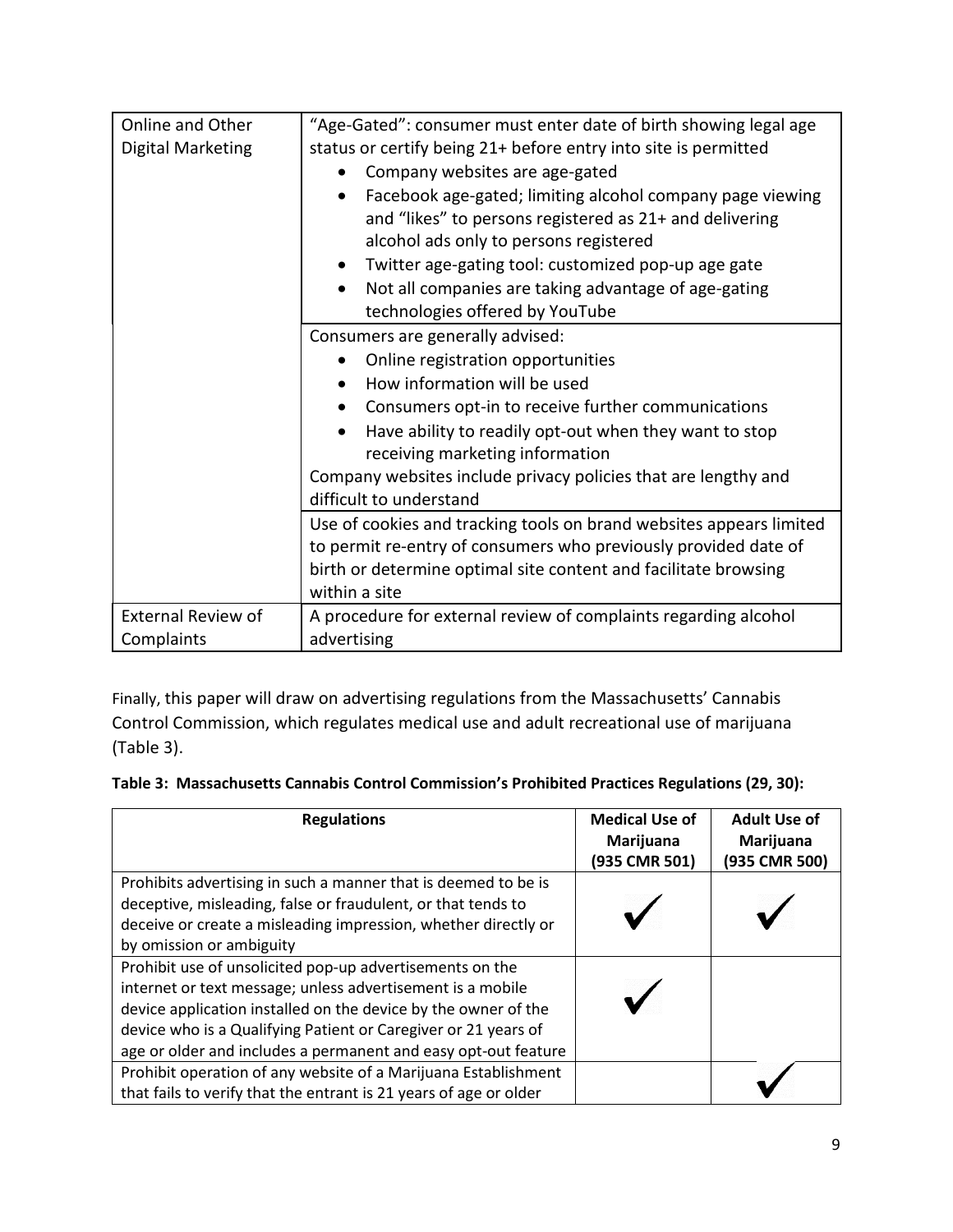| Online and Other Digital Marketing | "Age-Gated": consumer must enter date of birth showing legal age status or certify being 21+ before entry into site is permitted<br>• Company websites are age-gated<br>• Facebook age-gated; limiting alcohol company page viewing and "likes" to persons registered as 21+ and delivering alcohol ads only to persons registered<br>• Twitter age-gating tool: customized pop-up age gate<br>• Not all companies are taking advantage of age-gating technologies offered by YouTube |
|---|---|
| | Consumers are generally advised:<br>• Online registration opportunities<br>• How information will be used<br>• Consumers opt-in to receive further communications<br>• Have ability to readily opt-out when they want to stop receiving marketing information<br>Company websites include privacy policies that are lengthy and difficult to understand |
| | Use of cookies and tracking tools on brand websites appears limited to permit re-entry of consumers who previously provided date of birth or determine optimal site content and facilitate browsing within a site |
| External Review of Complaints | A procedure for external review of complaints regarding alcohol advertising |

Finally, this paper will draw on advertising regulations from the Massachusetts' Cannabis Control Commission, which regulates medical use and adult recreational use of marijuana (Table 3).

**Table 3: Massachusetts Cannabis Control Commission's Prohibited Practices Regulations (29, 30):**

| Regulations | Medical Use of Marijuana (935 CMR 501) | Adult Use of Marijuana (935 CMR 500) |
|---|---|---|
| Prohibits advertising in such a manner that is deemed to be is deceptive, misleading, false or fraudulent, or that tends to deceive or create a misleading impression, whether directly or by omission or ambiguity | ✓ | ✓ |
| Prohibit use of unsolicited pop-up advertisements on the internet or text message; unless advertisement is a mobile device application installed on the device by the owner of the device who is a Qualifying Patient or Caregiver or 21 years of age or older and includes a permanent and easy opt-out feature | ✓ | |
| Prohibit operation of any website of a Marijuana Establishment that fails to verify that the entrant is 21 years of age or older | | ✓ |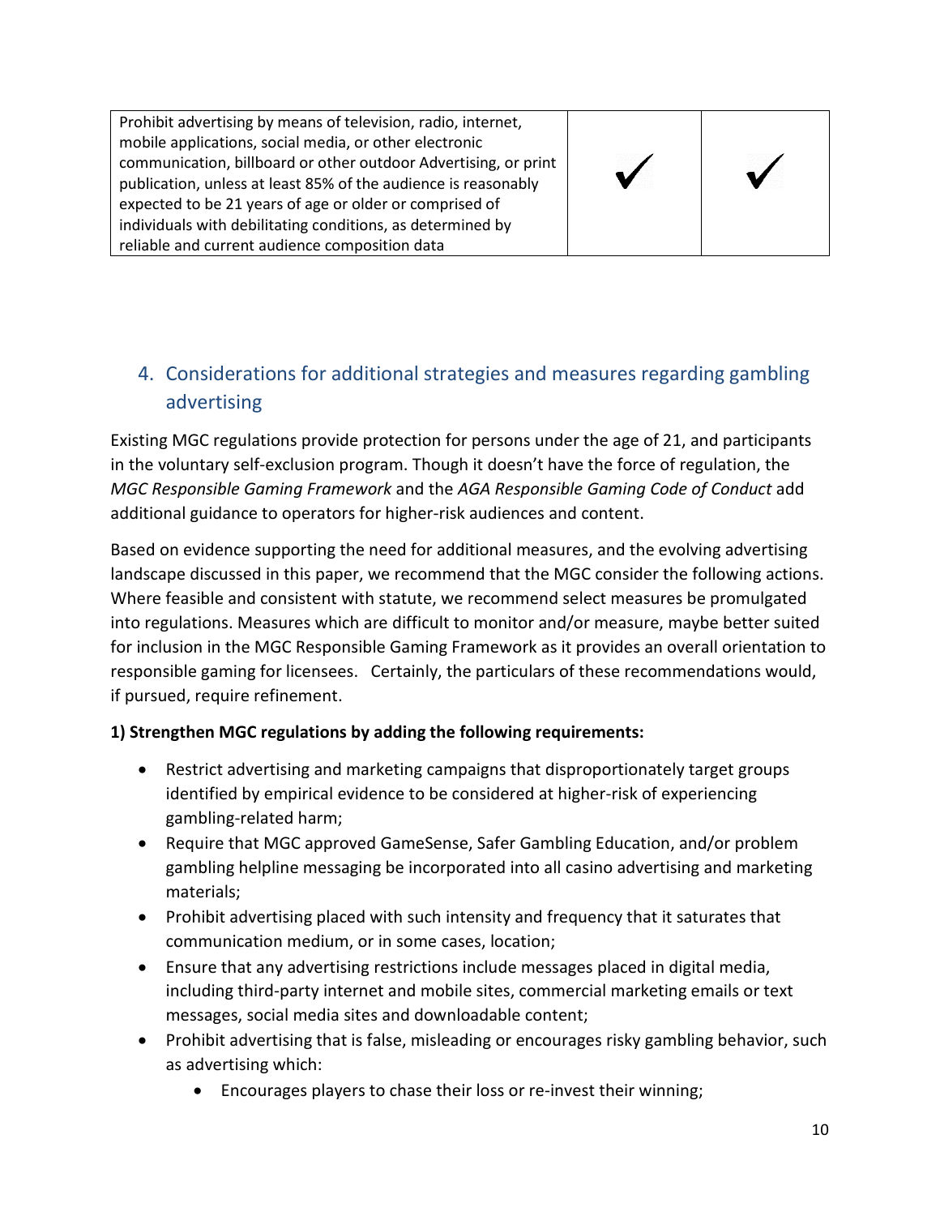| Prohibit advertising by means of television, radio, internet, mobile applications, social media, or other electronic communication, billboard or other outdoor Advertising, or print publication, unless at least 85% of the audience is reasonably expected to be 21 years of age or older or comprised of individuals with debilitating conditions, as determined by reliable and current audience composition data | ✓ | ✓ |
|---|---|---|

## 4. Considerations for additional strategies and measures regarding gambling advertising

Existing MGC regulations provide protection for persons under the age of 21, and participants in the voluntary self-exclusion program. Though it doesn't have the force of regulation, the *MGC Responsible Gaming Framework* and the *AGA Responsible Gaming Code of Conduct* add additional guidance to operators for higher-risk audiences and content.

Based on evidence supporting the need for additional measures, and the evolving advertising landscape discussed in this paper, we recommend that the MGC consider the following actions. Where feasible and consistent with statute, we recommend select measures be promulgated into regulations. Measures which are difficult to monitor and/or measure, maybe better suited for inclusion in the MGC Responsible Gaming Framework as it provides an overall orientation to responsible gaming for licensees. Certainly, the particulars of these recommendations would, if pursued, require refinement.

**1) Strengthen MGC regulations by adding the following requirements:**

- Restrict advertising and marketing campaigns that disproportionately target groups identified by empirical evidence to be considered at higher-risk of experiencing gambling-related harm;
- Require that MGC approved GameSense, Safer Gambling Education, and/or problem gambling helpline messaging be incorporated into all casino advertising and marketing materials;
- Prohibit advertising placed with such intensity and frequency that it saturates that communication medium, or in some cases, location;
- Ensure that any advertising restrictions include messages placed in digital media, including third-party internet and mobile sites, commercial marketing emails or text messages, social media sites and downloadable content;
- Prohibit advertising that is false, misleading or encourages risky gambling behavior, such as advertising which:
  - Encourages players to chase their loss or re-invest their winning;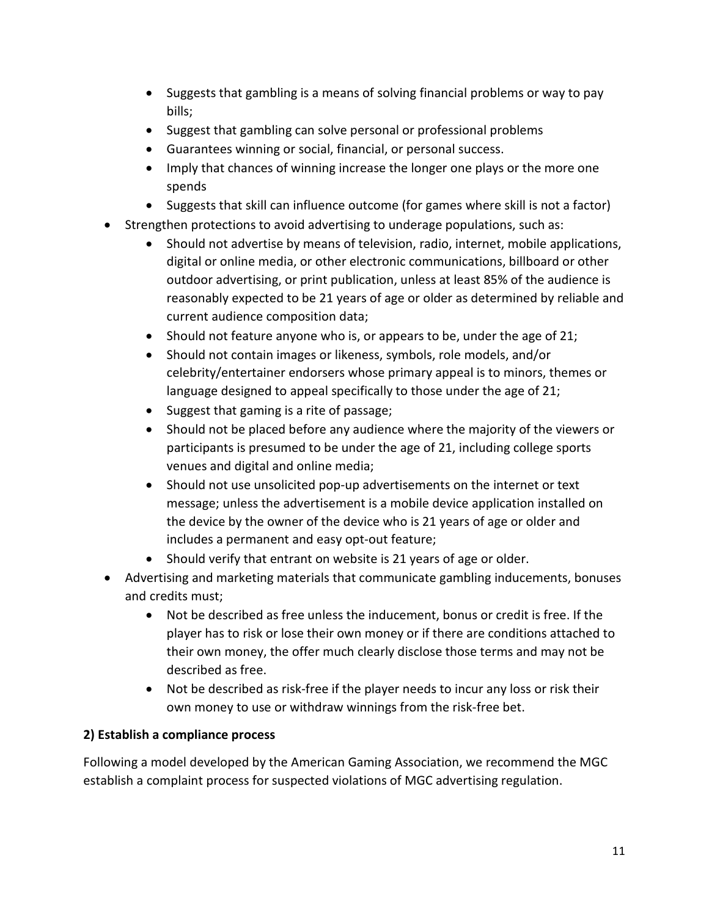- Suggests that gambling is a means of solving financial problems or way to pay bills;
    - Suggest that gambling can solve personal or professional problems
    - Guarantees winning or social, financial, or personal success.
    - Imply that chances of winning increase the longer one plays or the more one spends
    - Suggests that skill can influence outcome (for games where skill is not a factor)
- Strengthen protections to avoid advertising to underage populations, such as:
    - Should not advertise by means of television, radio, internet, mobile applications, digital or online media, or other electronic communications, billboard or other outdoor advertising, or print publication, unless at least 85% of the audience is reasonably expected to be 21 years of age or older as determined by reliable and current audience composition data;
    - Should not feature anyone who is, or appears to be, under the age of 21;
    - Should not contain images or likeness, symbols, role models, and/or celebrity/entertainer endorsers whose primary appeal is to minors, themes or language designed to appeal specifically to those under the age of 21;
    - Suggest that gaming is a rite of passage;
    - Should not be placed before any audience where the majority of the viewers or participants is presumed to be under the age of 21, including college sports venues and digital and online media;
    - Should not use unsolicited pop-up advertisements on the internet or text message; unless the advertisement is a mobile device application installed on the device by the owner of the device who is 21 years of age or older and includes a permanent and easy opt-out feature;
    - Should verify that entrant on website is 21 years of age or older.
- Advertising and marketing materials that communicate gambling inducements, bonuses and credits must;
    - Not be described as free unless the inducement, bonus or credit is free. If the player has to risk or lose their own money or if there are conditions attached to their own money, the offer much clearly disclose those terms and may not be described as free.
    - Not be described as risk-free if the player needs to incur any loss or risk their own money to use or withdraw winnings from the risk-free bet.

**2) Establish a compliance process**

Following a model developed by the American Gaming Association, we recommend the MGC establish a complaint process for suspected violations of MGC advertising regulation.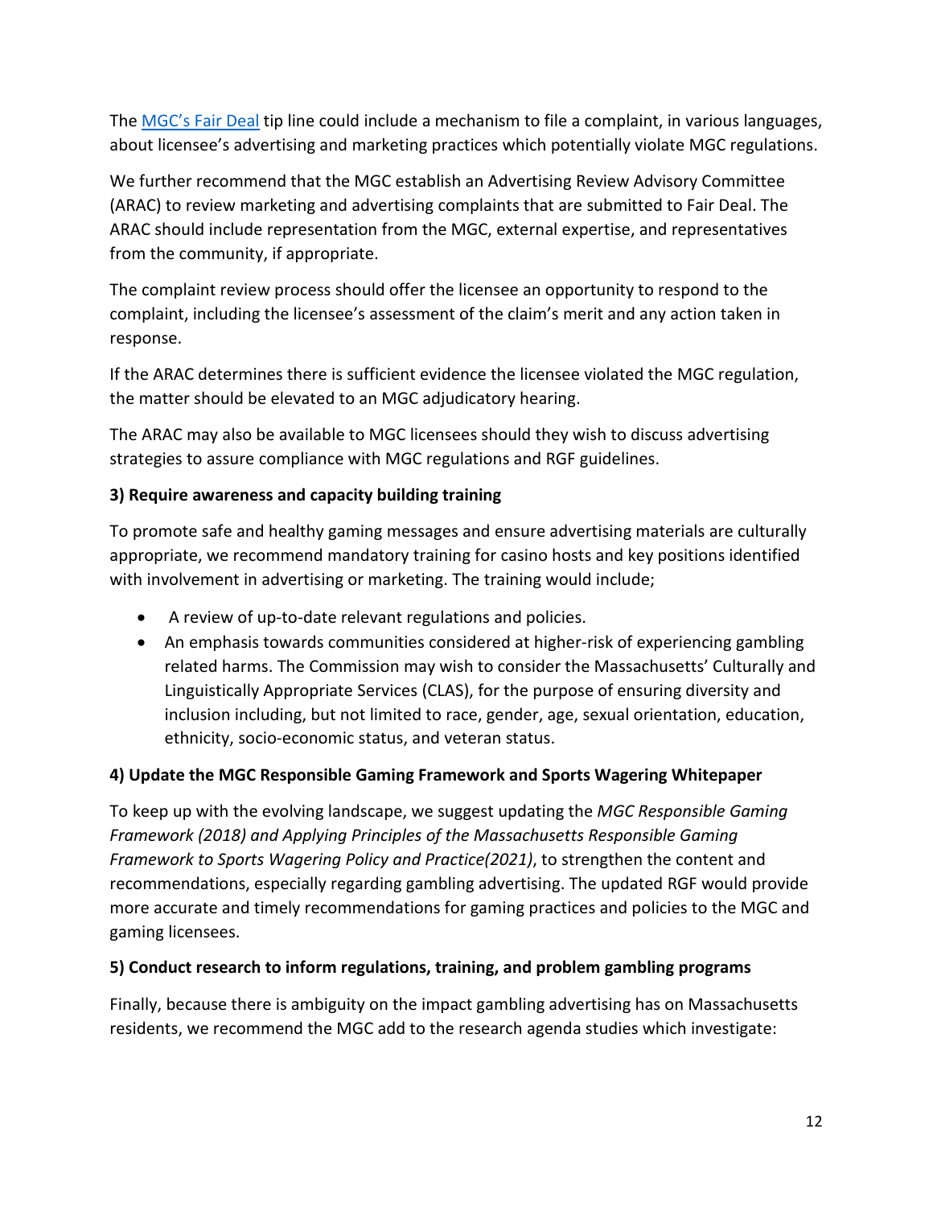The [MGC's Fair Deal](#) tip line could include a mechanism to file a complaint, in various languages, about licensee's advertising and marketing practices which potentially violate MGC regulations.

We further recommend that the MGC establish an Advertising Review Advisory Committee (ARAC) to review marketing and advertising complaints that are submitted to Fair Deal. The ARAC should include representation from the MGC, external expertise, and representatives from the community, if appropriate.

The complaint review process should offer the licensee an opportunity to respond to the complaint, including the licensee's assessment of the claim's merit and any action taken in response.

If the ARAC determines there is sufficient evidence the licensee violated the MGC regulation, the matter should be elevated to an MGC adjudicatory hearing.

The ARAC may also be available to MGC licensees should they wish to discuss advertising strategies to assure compliance with MGC regulations and RGF guidelines.

**3) Require awareness and capacity building training**

To promote safe and healthy gaming messages and ensure advertising materials are culturally appropriate, we recommend mandatory training for casino hosts and key positions identified with involvement in advertising or marketing. The training would include;

- A review of up-to-date relevant regulations and policies.
- An emphasis towards communities considered at higher-risk of experiencing gambling related harms. The Commission may wish to consider the Massachusetts' Culturally and Linguistically Appropriate Services (CLAS), for the purpose of ensuring diversity and inclusion including, but not limited to race, gender, age, sexual orientation, education, ethnicity, socio-economic status, and veteran status.

**4) Update the MGC Responsible Gaming Framework and Sports Wagering Whitepaper**

To keep up with the evolving landscape, we suggest updating the *MGC Responsible Gaming Framework (2018) and Applying Principles of the Massachusetts Responsible Gaming Framework to Sports Wagering Policy and Practice(2021)*, to strengthen the content and recommendations, especially regarding gambling advertising. The updated RGF would provide more accurate and timely recommendations for gaming practices and policies to the MGC and gaming licensees.

**5) Conduct research to inform regulations, training, and problem gambling programs**

Finally, because there is ambiguity on the impact gambling advertising has on Massachusetts residents, we recommend the MGC add to the research agenda studies which investigate: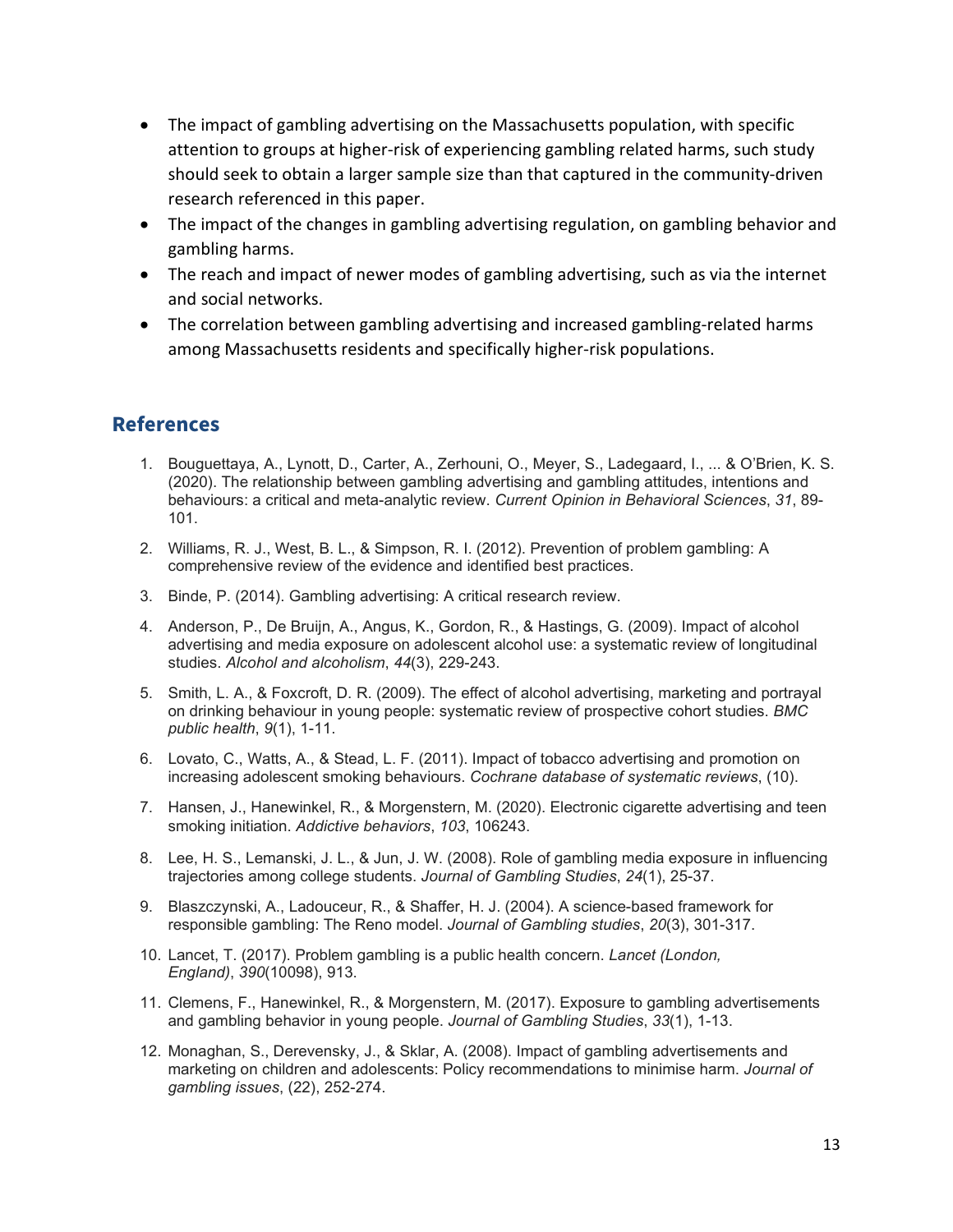- The impact of gambling advertising on the Massachusetts population, with specific attention to groups at higher-risk of experiencing gambling related harms, such study should seek to obtain a larger sample size than that captured in the community-driven research referenced in this paper.
- The impact of the changes in gambling advertising regulation, on gambling behavior and gambling harms.
- The reach and impact of newer modes of gambling advertising, such as via the internet and social networks.
- The correlation between gambling advertising and increased gambling-related harms among Massachusetts residents and specifically higher-risk populations.

## References

1. Bouguettaya, A., Lynott, D., Carter, A., Zerhouni, O., Meyer, S., Ladegaard, I., ... & O'Brien, K. S. (2020). The relationship between gambling advertising and gambling attitudes, intentions and behaviours: a critical and meta-analytic review. *Current Opinion in Behavioral Sciences*, *31*, 89-101.
2. Williams, R. J., West, B. L., & Simpson, R. I. (2012). Prevention of problem gambling: A comprehensive review of the evidence and identified best practices.
3. Binde, P. (2014). Gambling advertising: A critical research review.
4. Anderson, P., De Bruijn, A., Angus, K., Gordon, R., & Hastings, G. (2009). Impact of alcohol advertising and media exposure on adolescent alcohol use: a systematic review of longitudinal studies. *Alcohol and alcoholism*, *44*(3), 229-243.
5. Smith, L. A., & Foxcroft, D. R. (2009). The effect of alcohol advertising, marketing and portrayal on drinking behaviour in young people: systematic review of prospective cohort studies. *BMC public health*, *9*(1), 1-11.
6. Lovato, C., Watts, A., & Stead, L. F. (2011). Impact of tobacco advertising and promotion on increasing adolescent smoking behaviours. *Cochrane database of systematic reviews*, (10).
7. Hansen, J., Hanewinkel, R., & Morgenstern, M. (2020). Electronic cigarette advertising and teen smoking initiation. *Addictive behaviors*, *103*, 106243.
8. Lee, H. S., Lemanski, J. L., & Jun, J. W. (2008). Role of gambling media exposure in influencing trajectories among college students. *Journal of Gambling Studies*, *24*(1), 25-37.
9. Blaszczynski, A., Ladouceur, R., & Shaffer, H. J. (2004). A science-based framework for responsible gambling: The Reno model. *Journal of Gambling studies*, *20*(3), 301-317.
10. Lancet, T. (2017). Problem gambling is a public health concern. *Lancet (London, England)*, *390*(10098), 913.
11. Clemens, F., Hanewinkel, R., & Morgenstern, M. (2017). Exposure to gambling advertisements and gambling behavior in young people. *Journal of Gambling Studies*, *33*(1), 1-13.
12. Monaghan, S., Derevensky, J., & Sklar, A. (2008). Impact of gambling advertisements and marketing on children and adolescents: Policy recommendations to minimise harm. *Journal of gambling issues*, (22), 252-274.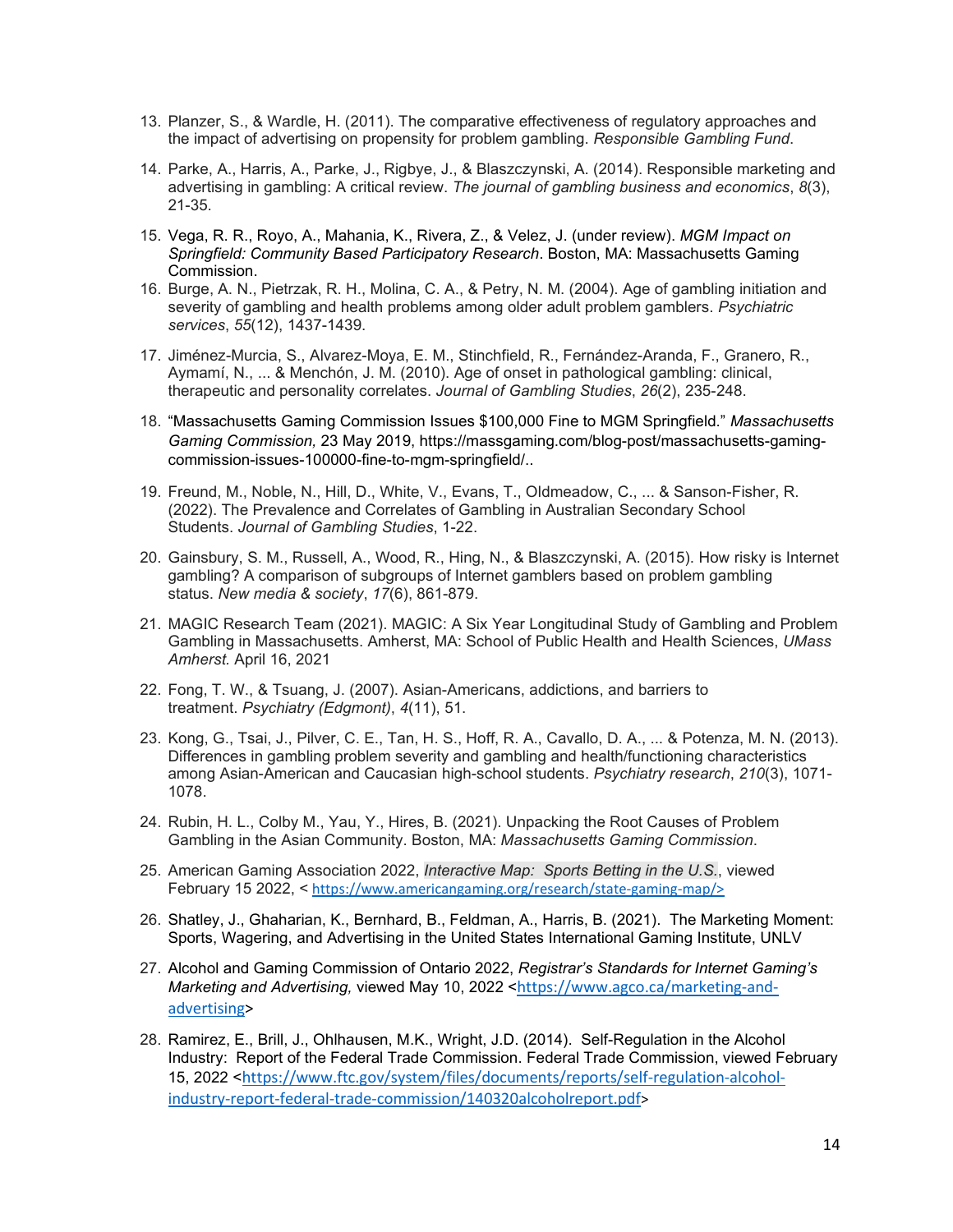13. Planzer, S., & Wardle, H. (2011). The comparative effectiveness of regulatory approaches and the impact of advertising on propensity for problem gambling. *Responsible Gambling Fund*.

14. Parke, A., Harris, A., Parke, J., Rigbye, J., & Blaszczynski, A. (2014). Responsible marketing and advertising in gambling: A critical review. *The journal of gambling business and economics*, *8*(3), 21-35.

15. Vega, R. R., Royo, A., Mahania, K., Rivera, Z., & Velez, J. (under review). *MGM Impact on Springfield: Community Based Participatory Research*. Boston, MA: Massachusetts Gaming Commission.

16. Burge, A. N., Pietrzak, R. H., Molina, C. A., & Petry, N. M. (2004). Age of gambling initiation and severity of gambling and health problems among older adult problem gamblers. *Psychiatric services*, *55*(12), 1437-1439.

17. Jiménez-Murcia, S., Alvarez-Moya, E. M., Stinchfield, R., Fernández-Aranda, F., Granero, R., Aymamí, N., ... & Menchón, J. M. (2010). Age of onset in pathological gambling: clinical, therapeutic and personality correlates. *Journal of Gambling Studies*, *26*(2), 235-248.

18. "Massachusetts Gaming Commission Issues $100,000 Fine to MGM Springfield." *Massachusetts Gaming Commission,* 23 May 2019, https://massgaming.com/blog-post/massachusetts-gaming-commission-issues-100000-fine-to-mgm-springfield/..

19. Freund, M., Noble, N., Hill, D., White, V., Evans, T., Oldmeadow, C., ... & Sanson-Fisher, R. (2022). The Prevalence and Correlates of Gambling in Australian Secondary School Students. *Journal of Gambling Studies*, 1-22.

20. Gainsbury, S. M., Russell, A., Wood, R., Hing, N., & Blaszczynski, A. (2015). How risky is Internet gambling? A comparison of subgroups of Internet gamblers based on problem gambling status. *New media & society*, *17*(6), 861-879.

21. MAGIC Research Team (2021). MAGIC: A Six Year Longitudinal Study of Gambling and Problem Gambling in Massachusetts. Amherst, MA: School of Public Health and Health Sciences, *UMass Amherst.* April 16, 2021

22. Fong, T. W., & Tsuang, J. (2007). Asian-Americans, addictions, and barriers to treatment. *Psychiatry (Edgmont)*, *4*(11), 51.

23. Kong, G., Tsai, J., Pilver, C. E., Tan, H. S., Hoff, R. A., Cavallo, D. A., ... & Potenza, M. N. (2013). Differences in gambling problem severity and gambling and health/functioning characteristics among Asian-American and Caucasian high-school students. *Psychiatry research*, *210*(3), 1071-1078.

24. Rubin, H. L., Colby M., Yau, Y., Hires, B. (2021). Unpacking the Root Causes of Problem Gambling in the Asian Community. Boston, MA: *Massachusetts Gaming Commission*.

25. American Gaming Association 2022, *Interactive Map: Sports Betting in the U.S.*, viewed February 15 2022, < https://www.americangaming.org/research/state-gaming-map/>

26. Shatley, J., Ghaharian, K., Bernhard, B., Feldman, A., Harris, B. (2021). The Marketing Moment: Sports, Wagering, and Advertising in the United States International Gaming Institute, UNLV

27. Alcohol and Gaming Commission of Ontario 2022, *Registrar's Standards for Internet Gaming's Marketing and Advertising,* viewed May 10, 2022 <https://www.agco.ca/marketing-and-advertising>

28. Ramirez, E., Brill, J., Ohlhausen, M.K., Wright, J.D. (2014). Self-Regulation in the Alcohol Industry: Report of the Federal Trade Commission. Federal Trade Commission, viewed February 15, 2022 <https://www.ftc.gov/system/files/documents/reports/self-regulation-alcohol-industry-report-federal-trade-commission/140320alcoholreport.pdf>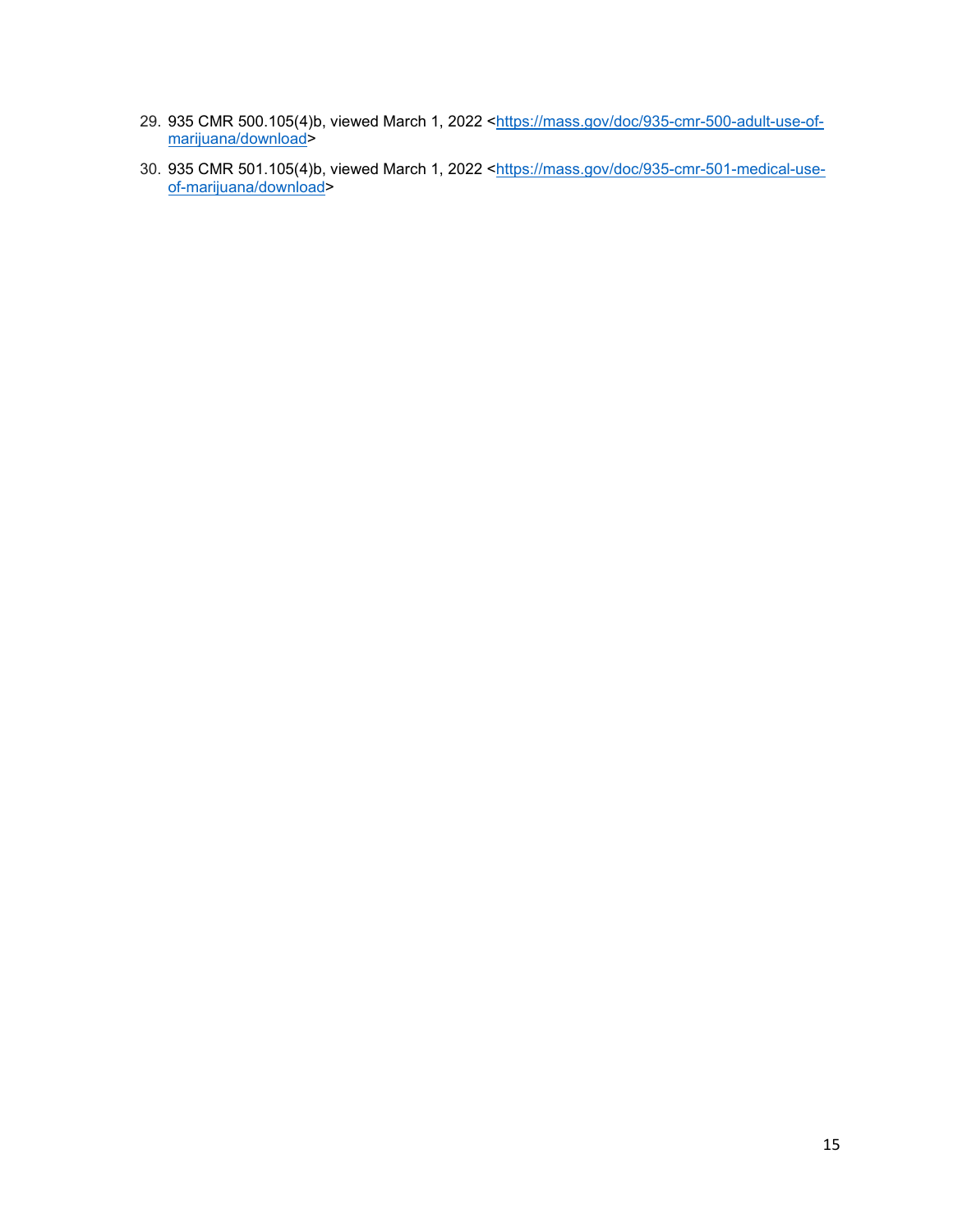29. 935 CMR 500.105(4)b, viewed March 1, 2022 <https://mass.gov/doc/935-cmr-500-adult-use-of-marijuana/download>

30. 935 CMR 501.105(4)b, viewed March 1, 2022 <https://mass.gov/doc/935-cmr-501-medical-use-of-marijuana/download>